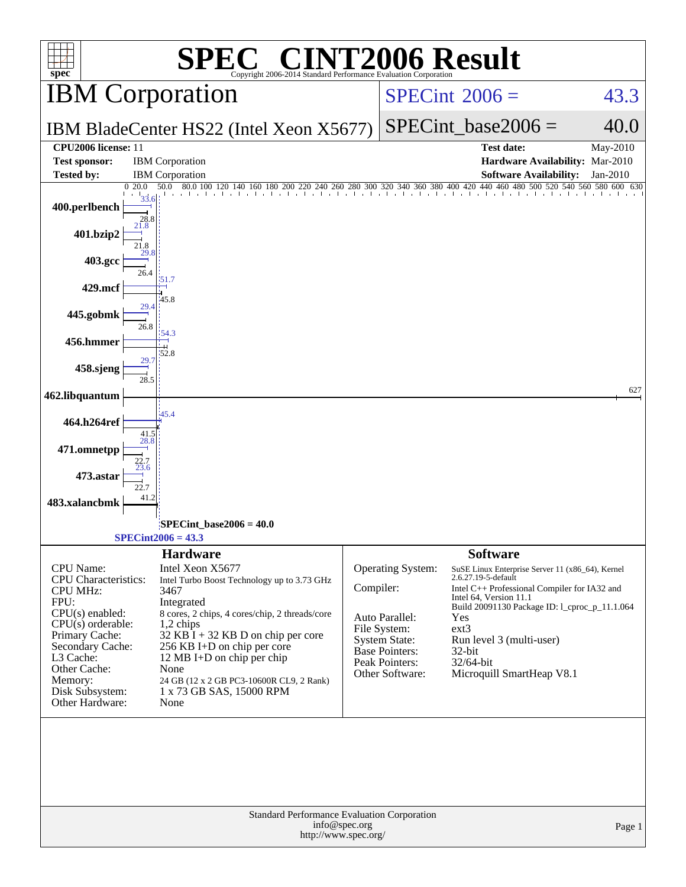# SPEC CINT2006 Result

Copyright 2006-2014 Standard Performance Evaluation Corporation

## IBM Corporation

**SPECint 2006 = 43.3**

IBM BladeCenter HS22 (Intel Xeon X5677)

**SPECint_base2006 = 40.0**

| | | | |
|---|---|---|---|
| **CPU2006 license:** 11 | | **Test date:** | May-2010 |
| **Test sponsor:** | IBM Corporation | **Hardware Availability:** | Mar-2010 |
| **Tested by:** | IBM Corporation | **Software Availability:** | Jan-2010 |

| Benchmark | Peak | Base |
|---|---|---|
| 400.perlbench | 33.6 | 28.8 |
| 401.bzip2 | 21.8 | 21.8 |
| 403.gcc | 29.8 | 26.4 |
| 429.mcf | 51.7 | 45.8 |
| 445.gobmk | 29.4 | 26.8 |
| 456.hmmer | 54.3 | 52.8 |
| 458.sjeng | 29.7 | 28.5 |
| 462.libquantum | 627 | 627 |
| 464.h264ref | 45.4 | 41.5 |
| 471.omnetpp | 28.8 | 22.7 |
| 473.astar | 23.6 | 22.7 |
| 483.xalancbmk | 41.2 | |

SPECint_base2006 = 40.0

SPECint2006 = 43.3

### Hardware

| | |
|---|---|
| CPU Name: | Intel Xeon X5677 |
| CPU Characteristics: | Intel Turbo Boost Technology up to 3.73 GHz |
| CPU MHz: | 3467 |
| FPU: | Integrated |
| CPU(s) enabled: | 8 cores, 2 chips, 4 cores/chip, 2 threads/core |
| CPU(s) orderable: | 1,2 chips |
| Primary Cache: | 32 KB I + 32 KB D on chip per core |
| Secondary Cache: | 256 KB I+D on chip per core |
| L3 Cache: | 12 MB I+D on chip per chip |
| Other Cache: | None |
| Memory: | 24 GB (12 x 2 GB PC3-10600R CL9, 2 Rank) |
| Disk Subsystem: | 1 x 73 GB SAS, 15000 RPM |
| Other Hardware: | None |

### Software

| | |
|---|---|
| Operating System: | SuSE Linux Enterprise Server 11 (x86_64), Kernel 2.6.27.19-5-default |
| Compiler: | Intel C++ Professional Compiler for IA32 and Intel 64, Version 11.1 Build 20091130 Package ID: l_cproc_p_11.1.064 |
| Auto Parallel: | Yes |
| File System: | ext3 |
| System State: | Run level 3 (multi-user) |
| Base Pointers: | 32-bit |
| Peak Pointers: | 32/64-bit |
| Other Software: | Microquill SmartHeap V8.1 |

Standard Performance Evaluation Corporation
info@spec.org
http://www.spec.org/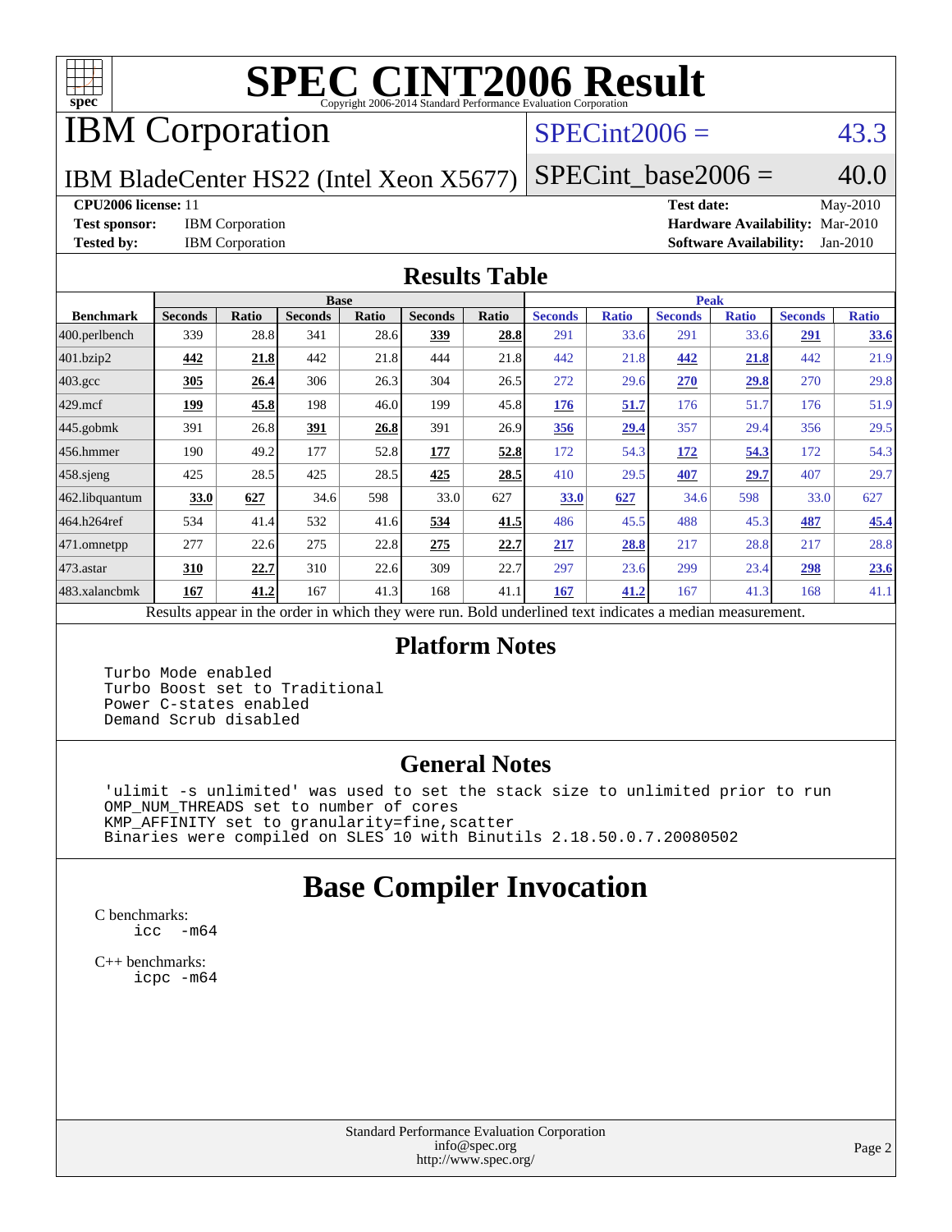# SPEC CINT2006 Result

Copyright 2006-2014 Standard Performance Evaluation Corporation

## IBM Corporation

IBM BladeCenter HS22 (Intel Xeon X5677)

SPECint2006 = 43.3

SPECint_base2006 = 40.0

**CPU2006 license:** 11
**Test sponsor:** IBM Corporation
**Tested by:** IBM Corporation

**Test date:** May-2010
**Hardware Availability:** Mar-2010
**Software Availability:** Jan-2010

## Results Table

| Benchmark | Base | | | | | | Peak | | | | | |
|---|---|---|---|---|---|---|---|---|---|---|---|---|
| | Seconds | Ratio | Seconds | Ratio | Seconds | Ratio | Seconds | Ratio | Seconds | Ratio | Seconds | Ratio |
| 400.perlbench | 339 | 28.8 | 341 | 28.6 | **339** | **28.8** | 291 | 33.6 | 291 | 33.6 | **291** | **33.6** |
| 401.bzip2 | **442** | **21.8** | 442 | 21.8 | 444 | 21.8 | 442 | 21.8 | **442** | **21.8** | 442 | 21.9 |
| 403.gcc | **305** | **26.4** | 306 | 26.3 | 304 | 26.5 | 272 | 29.6 | **270** | **29.8** | 270 | 29.8 |
| 429.mcf | **199** | **45.8** | 198 | 46.0 | 199 | 45.8 | **176** | **51.7** | 176 | 51.7 | 176 | 51.9 |
| 445.gobmk | 391 | 26.8 | **391** | **26.8** | 391 | 26.9 | **356** | **29.4** | 357 | 29.4 | 356 | 29.5 |
| 456.hmmer | 190 | 49.2 | 177 | 52.8 | **177** | **52.8** | 172 | 54.3 | **172** | **54.3** | 172 | 54.3 |
| 458.sjeng | 425 | 28.5 | 425 | 28.5 | **425** | **28.5** | 410 | 29.5 | **407** | **29.7** | 407 | 29.7 |
| 462.libquantum | **33.0** | **627** | 34.6 | 598 | 33.0 | 627 | **33.0** | **627** | 34.6 | 598 | 33.0 | 627 |
| 464.h264ref | 534 | 41.4 | 532 | 41.6 | **534** | **41.5** | 486 | 45.5 | 488 | 45.3 | **487** | **45.4** |
| 471.omnetpp | 277 | 22.6 | 275 | 22.8 | **275** | **22.7** | **217** | **28.8** | 217 | 28.8 | 217 | 28.8 |
| 473.astar | **310** | **22.7** | 310 | 22.6 | 309 | 22.7 | 297 | 23.6 | 299 | 23.4 | **298** | **23.6** |
| 483.xalancbmk | **167** | **41.2** | 167 | 41.3 | 168 | 41.1 | **167** | **41.2** | 167 | 41.3 | 168 | 41.1 |

Results appear in the order in which they were run. Bold underlined text indicates a median measurement.

## Platform Notes

```
Turbo Mode enabled
Turbo Boost set to Traditional
Power C-states enabled
Demand Scrub disabled
```

## General Notes

```
'ulimit -s unlimited' was used to set the stack size to unlimited prior to run
OMP_NUM_THREADS set to number of cores
KMP_AFFINITY set to granularity=fine,scatter
Binaries were compiled on SLES 10 with Binutils 2.18.50.0.7.20080502
```

# Base Compiler Invocation

C benchmarks:
```
icc  -m64
```

C++ benchmarks:
```
icpc -m64
```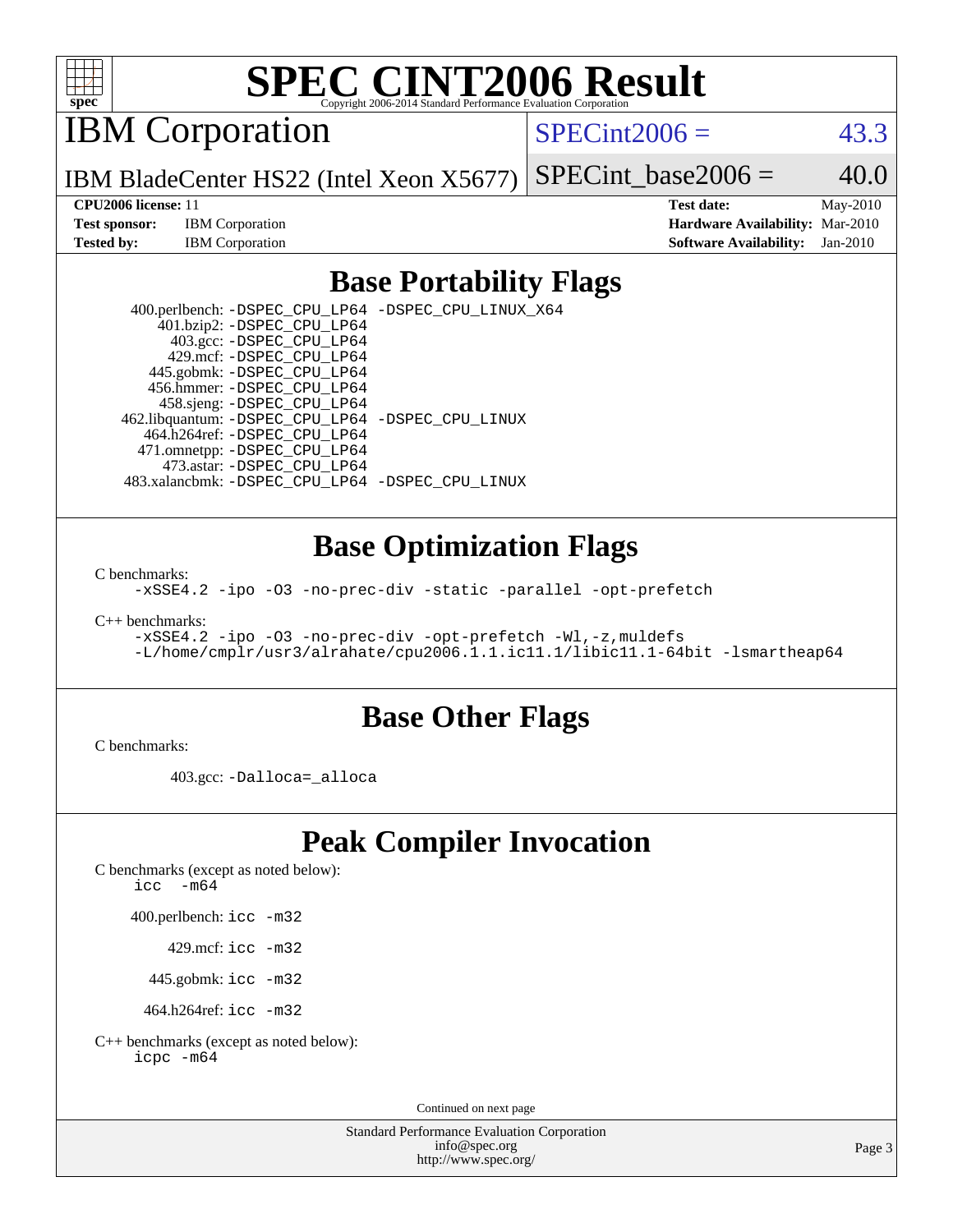# SPEC CINT2006 Result

Copyright 2006-2014 Standard Performance Evaluation Corporation

## IBM Corporation

IBM BladeCenter HS22 (Intel Xeon X5677)

SPECint2006 = 43.3

SPECint_base2006 = 40.0

| | | | |
|---|---|---|---|
| **CPU2006 license:** 11 | | **Test date:** | May-2010 |
| **Test sponsor:** | IBM Corporation | **Hardware Availability:** | Mar-2010 |
| **Tested by:** | IBM Corporation | **Software Availability:** | Jan-2010 |

## Base Portability Flags

400.perlbench: `-DSPEC_CPU_LP64 -DSPEC_CPU_LINUX_X64`
401.bzip2: `-DSPEC_CPU_LP64`
403.gcc: `-DSPEC_CPU_LP64`
429.mcf: `-DSPEC_CPU_LP64`
445.gobmk: `-DSPEC_CPU_LP64`
456.hmmer: `-DSPEC_CPU_LP64`
458.sjeng: `-DSPEC_CPU_LP64`
462.libquantum: `-DSPEC_CPU_LP64 -DSPEC_CPU_LINUX`
464.h264ref: `-DSPEC_CPU_LP64`
471.omnetpp: `-DSPEC_CPU_LP64`
473.astar: `-DSPEC_CPU_LP64`
483.xalancbmk: `-DSPEC_CPU_LP64 -DSPEC_CPU_LINUX`

## Base Optimization Flags

C benchmarks:

```
-xSSE4.2 -ipo -O3 -no-prec-div -static -parallel -opt-prefetch
```

C++ benchmarks:

```
-xSSE4.2 -ipo -O3 -no-prec-div -opt-prefetch -Wl,-z,muldefs
-L/home/cmplr/usr3/alrahate/cpu2006.1.1.ic11.1/libic11.1-64bit -lsmartheap64
```

## Base Other Flags

C benchmarks:

403.gcc: `-Dalloca=_alloca`

## Peak Compiler Invocation

C benchmarks (except as noted below):

```
icc  -m64
```

400.perlbench: `icc -m32`

429.mcf: `icc -m32`

445.gobmk: `icc -m32`

464.h264ref: `icc -m32`

C++ benchmarks (except as noted below):

```
icpc -m64
```

Continued on next page

Standard Performance Evaluation Corporation
info@spec.org
http://www.spec.org/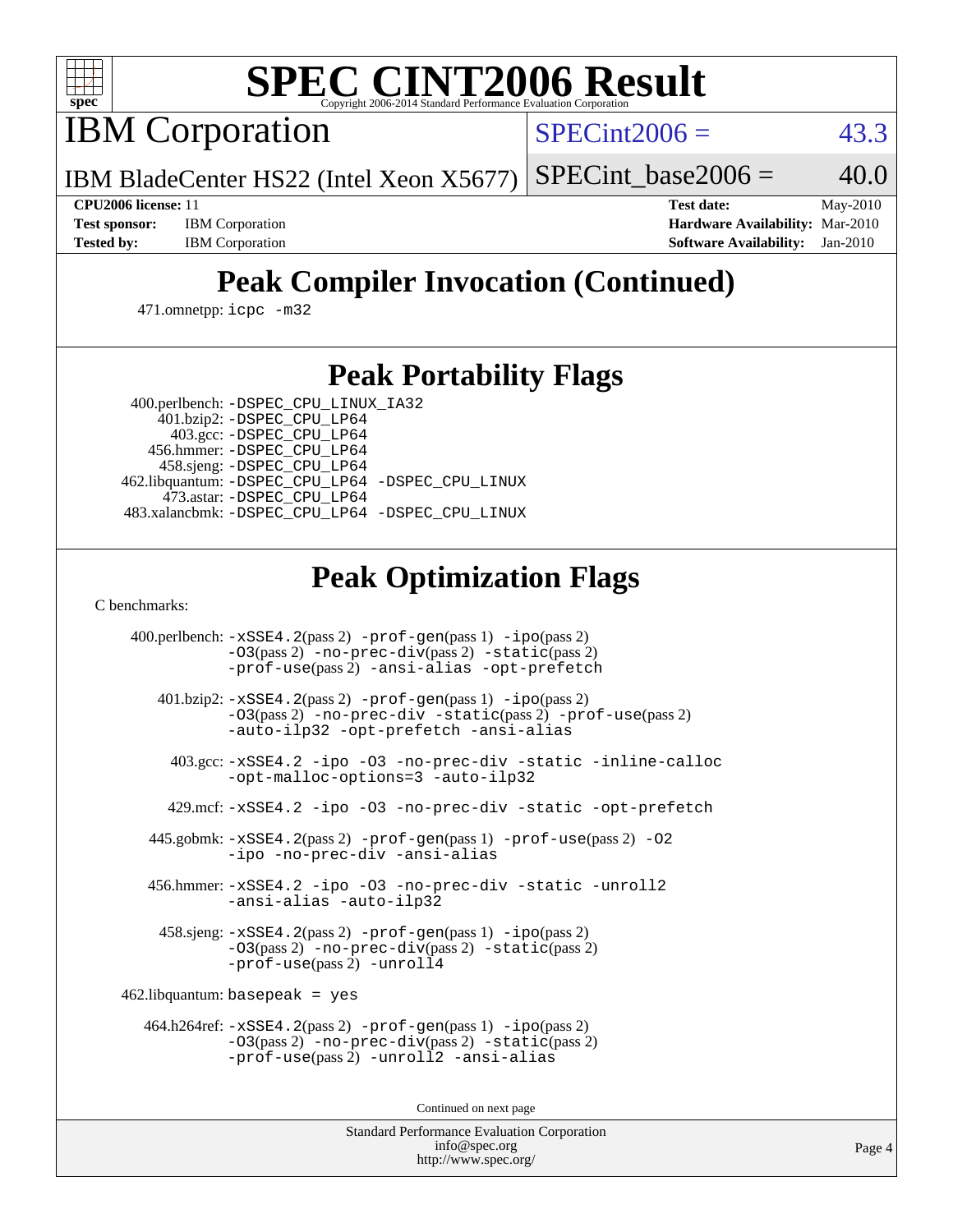# SPEC CINT2006 Result

Copyright 2006-2014 Standard Performance Evaluation Corporation

## IBM Corporation

IBM BladeCenter HS22 (Intel Xeon X5677)

SPECint2006 = 43.3

SPECint_base2006 = 40.0

**CPU2006 license:** 11
**Test sponsor:** IBM Corporation
**Tested by:** IBM Corporation

**Test date:** May-2010
**Hardware Availability:** Mar-2010
**Software Availability:** Jan-2010

## Peak Compiler Invocation (Continued)

471.omnetpp: `icpc -m32`

## Peak Portability Flags

400.perlbench: `-DSPEC_CPU_LINUX_IA32`
401.bzip2: `-DSPEC_CPU_LP64`
403.gcc: `-DSPEC_CPU_LP64`
456.hmmer: `-DSPEC_CPU_LP64`
458.sjeng: `-DSPEC_CPU_LP64`
462.libquantum: `-DSPEC_CPU_LP64 -DSPEC_CPU_LINUX`
473.astar: `-DSPEC_CPU_LP64`
483.xalancbmk: `-DSPEC_CPU_LP64 -DSPEC_CPU_LINUX`

## Peak Optimization Flags

C benchmarks:

400.perlbench: `-xSSE4.2`(pass 2) `-prof-gen`(pass 1) `-ipo`(pass 2) `-O3`(pass 2) `-no-prec-div`(pass 2) `-static`(pass 2) `-prof-use`(pass 2) `-ansi-alias` `-opt-prefetch`

401.bzip2: `-xSSE4.2`(pass 2) `-prof-gen`(pass 1) `-ipo`(pass 2) `-O3`(pass 2) `-no-prec-div` `-static`(pass 2) `-prof-use`(pass 2) `-auto-ilp32` `-opt-prefetch` `-ansi-alias`

403.gcc: `-xSSE4.2 -ipo -O3 -no-prec-div -static -inline-calloc -opt-malloc-options=3 -auto-ilp32`

429.mcf: `-xSSE4.2 -ipo -O3 -no-prec-div -static -opt-prefetch`

445.gobmk: `-xSSE4.2`(pass 2) `-prof-gen`(pass 1) `-prof-use`(pass 2) `-O2` `-ipo` `-no-prec-div` `-ansi-alias`

456.hmmer: `-xSSE4.2 -ipo -O3 -no-prec-div -static -unroll2 -ansi-alias -auto-ilp32`

458.sjeng: `-xSSE4.2`(pass 2) `-prof-gen`(pass 1) `-ipo`(pass 2) `-O3`(pass 2) `-no-prec-div`(pass 2) `-static`(pass 2) `-prof-use`(pass 2) `-unroll4`

462.libquantum: `basepeak = yes`

464.h264ref: `-xSSE4.2`(pass 2) `-prof-gen`(pass 1) `-ipo`(pass 2) `-O3`(pass 2) `-no-prec-div`(pass 2) `-static`(pass 2) `-prof-use`(pass 2) `-unroll2` `-ansi-alias`

Continued on next page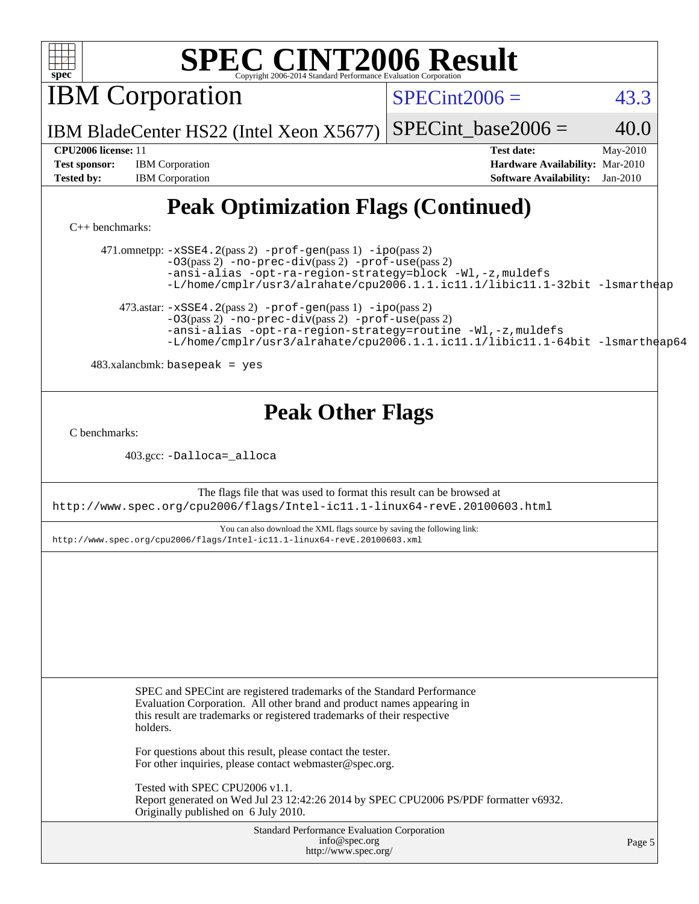# SPEC CINT2006 Result

Copyright 2006-2014 Standard Performance Evaluation Corporation

IBM Corporation

IBM BladeCenter HS22 (Intel Xeon X5677)

SPECint2006 = 43.3

SPECint_base2006 = 40.0

**CPU2006 license:** 11
**Test sponsor:** IBM Corporation
**Tested by:** IBM Corporation
**Test date:** May-2010
**Hardware Availability:** Mar-2010
**Software Availability:** Jan-2010

## Peak Optimization Flags (Continued)

C++ benchmarks:

471.omnetpp: `-xSSE4.2`(pass 2) `-prof-gen`(pass 1) `-ipo`(pass 2) `-O3`(pass 2) `-no-prec-div`(pass 2) `-prof-use`(pass 2) `-ansi-alias -opt-ra-region-strategy=block -Wl,-z,muldefs -L/home/cmplr/usr3/alrahate/cpu2006.1.1.ic11.1/libic11.1-32bit -lsmartheap`

473.astar: `-xSSE4.2`(pass 2) `-prof-gen`(pass 1) `-ipo`(pass 2) `-O3`(pass 2) `-no-prec-div`(pass 2) `-prof-use`(pass 2) `-ansi-alias -opt-ra-region-strategy=routine -Wl,-z,muldefs -L/home/cmplr/usr3/alrahate/cpu2006.1.1.ic11.1/libic11.1-64bit -lsmartheap64`

483.xalancbmk: `basepeak = yes`

## Peak Other Flags

C benchmarks:

403.gcc: `-Dalloca=_alloca`

The flags file that was used to format this result can be browsed at
http://www.spec.org/cpu2006/flags/Intel-ic11.1-linux64-revE.20100603.html

You can also download the XML flags source by saving the following link:
http://www.spec.org/cpu2006/flags/Intel-ic11.1-linux64-revE.20100603.xml

SPEC and SPECint are registered trademarks of the Standard Performance Evaluation Corporation. All other brand and product names appearing in this result are trademarks or registered trademarks of their respective holders.

For questions about this result, please contact the tester.
For other inquiries, please contact webmaster@spec.org.

Tested with SPEC CPU2006 v1.1.
Report generated on Wed Jul 23 12:42:26 2014 by SPEC CPU2006 PS/PDF formatter v6932.
Originally published on 6 July 2010.

Standard Performance Evaluation Corporation
info@spec.org
http://www.spec.org/